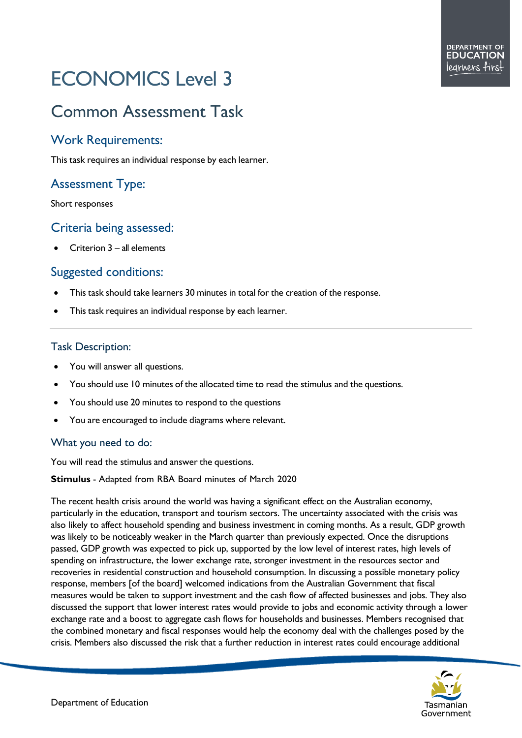# ECONOMICS Level 3

## Common Assessment Task

### Work Requirements:

This task requires an individual response by each learner.

### Assessment Type:

Short responses

### Criteria being assessed:

- Criterion 3 – all elements

### Suggested conditions:

- This task should take learners 30 minutes in total for the creation of the response.
- This task requires an individual response by each learner.

---

### Task Description:

- You will answer all questions.
- You should use 10 minutes of the allocated time to read the stimulus and the questions.
- You should use 20 minutes to respond to the questions
- You are encouraged to include diagrams where relevant.

### What you need to do:

You will read the stimulus and answer the questions.

**Stimulus** - Adapted from RBA Board minutes of March 2020

The recent health crisis around the world was having a significant effect on the Australian economy, particularly in the education, transport and tourism sectors. The uncertainty associated with the crisis was also likely to affect household spending and business investment in coming months. As a result, GDP growth was likely to be noticeably weaker in the March quarter than previously expected. Once the disruptions passed, GDP growth was expected to pick up, supported by the low level of interest rates, high levels of spending on infrastructure, the lower exchange rate, stronger investment in the resources sector and recoveries in residential construction and household consumption. In discussing a possible monetary policy response, members [of the board] welcomed indications from the Australian Government that fiscal measures would be taken to support investment and the cash flow of affected businesses and jobs. They also discussed the support that lower interest rates would provide to jobs and economic activity through a lower exchange rate and a boost to aggregate cash flows for households and businesses. Members recognised that the combined monetary and fiscal responses would help the economy deal with the challenges posed by the crisis. Members also discussed the risk that a further reduction in interest rates could encourage additional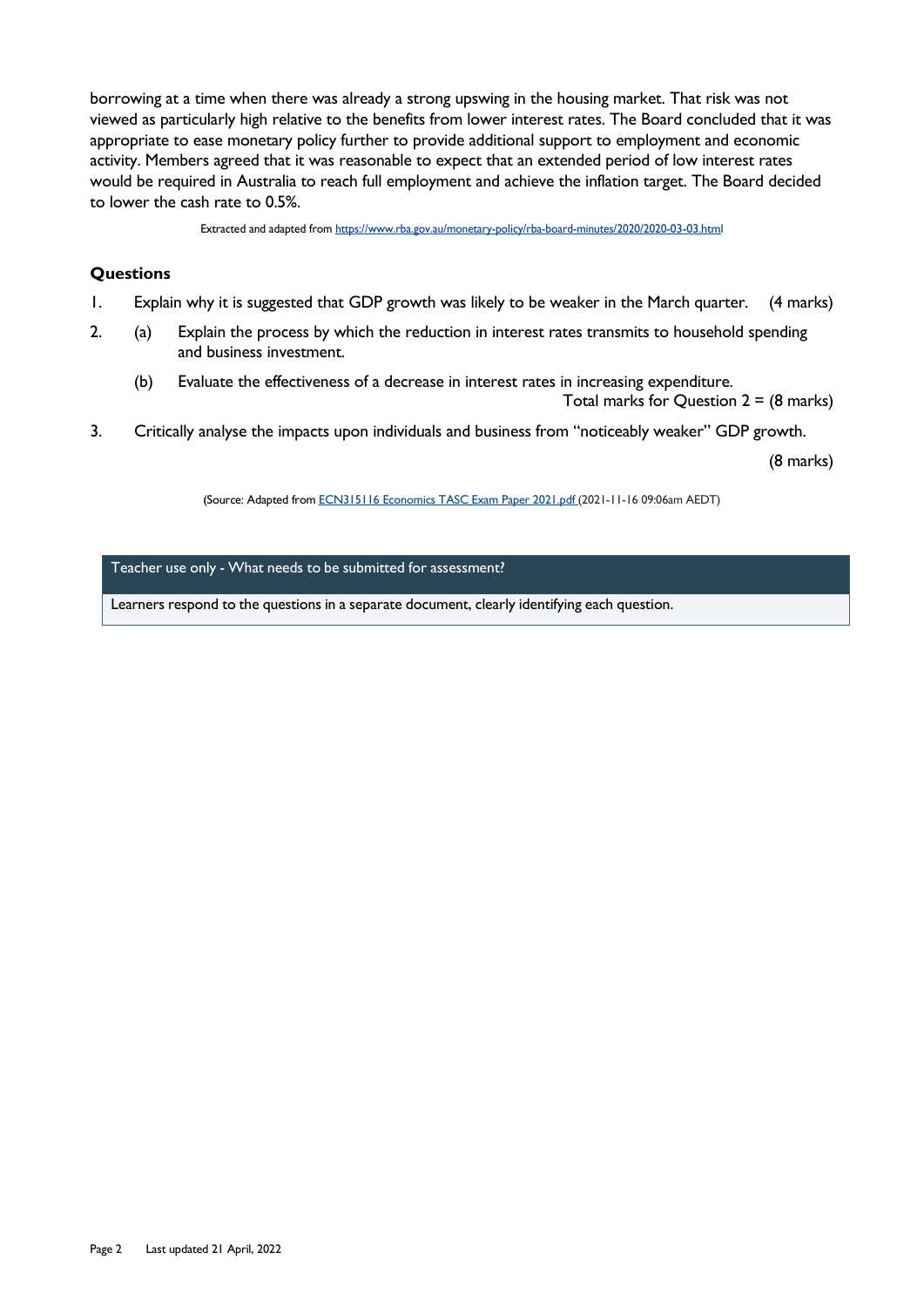borrowing at a time when there was already a strong upswing in the housing market. That risk was not viewed as particularly high relative to the benefits from lower interest rates. The Board concluded that it was appropriate to ease monetary policy further to provide additional support to employment and economic activity. Members agreed that it was reasonable to expect that an extended period of low interest rates would be required in Australia to reach full employment and achieve the inflation target. The Board decided to lower the cash rate to 0.5%.

Extracted and adapted from https://www.rba.gov.au/monetary-policy/rba-board-minutes/2020/2020-03-03.html

### Questions

1. Explain why it is suggested that GDP growth was likely to be weaker in the March quarter. (4 marks)

2. (a) Explain the process by which the reduction in interest rates transmits to household spending and business investment.

   (b) Evaluate the effectiveness of a decrease in interest rates in increasing expenditure.

   Total marks for Question 2 = (8 marks)

3. Critically analyse the impacts upon individuals and business from "noticeably weaker" GDP growth.

   (8 marks)

(Source: Adapted from ECN315116 Economics TASC Exam Paper 2021.pdf (2021-11-16 09:06am AEDT)

| Teacher use only - What needs to be submitted for assessment? |
| --- |
| Learners respond to the questions in a separate document, clearly identifying each question. |